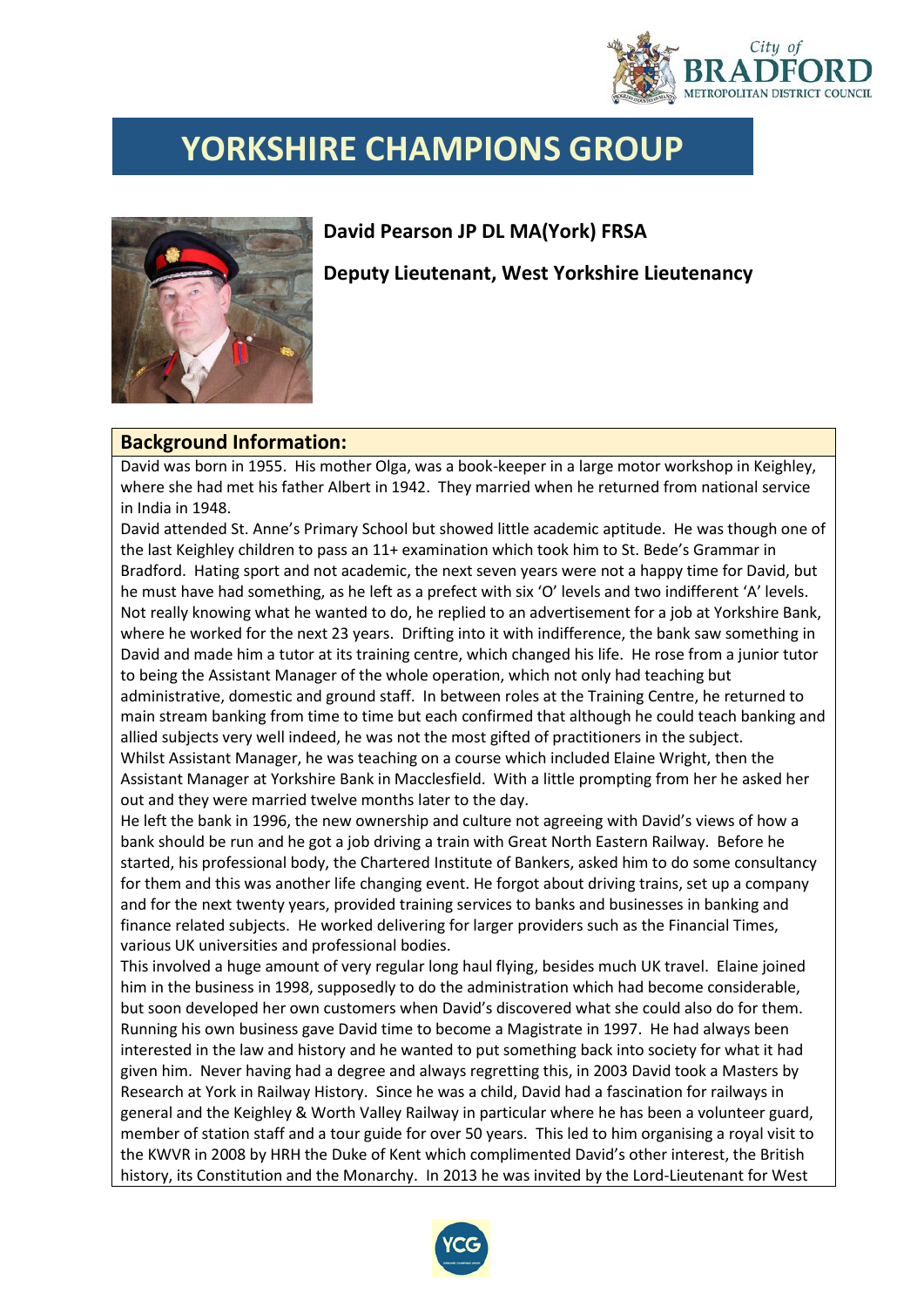# YORKSHIRE CHAMPIONS GROUP

**David Pearson JP DL MA(York) FRSA**

**Deputy Lieutenant, West Yorkshire Lieutenancy**

## Background Information:

David was born in 1955. His mother Olga, was a book-keeper in a large motor workshop in Keighley, where she had met his father Albert in 1942. They married when he returned from national service in India in 1948.

David attended St. Anne's Primary School but showed little academic aptitude. He was though one of the last Keighley children to pass an 11+ examination which took him to St. Bede's Grammar in Bradford. Hating sport and not academic, the next seven years were not a happy time for David, but he must have had something, as he left as a prefect with six 'O' levels and two indifferent 'A' levels. Not really knowing what he wanted to do, he replied to an advertisement for a job at Yorkshire Bank, where he worked for the next 23 years. Drifting into it with indifference, the bank saw something in David and made him a tutor at its training centre, which changed his life. He rose from a junior tutor to being the Assistant Manager of the whole operation, which not only had teaching but administrative, domestic and ground staff. In between roles at the Training Centre, he returned to main stream banking from time to time but each confirmed that although he could teach banking and allied subjects very well indeed, he was not the most gifted of practitioners in the subject.

Whilst Assistant Manager, he was teaching on a course which included Elaine Wright, then the Assistant Manager at Yorkshire Bank in Macclesfield. With a little prompting from her he asked her out and they were married twelve months later to the day.

He left the bank in 1996, the new ownership and culture not agreeing with David's views of how a bank should be run and he got a job driving a train with Great North Eastern Railway. Before he started, his professional body, the Chartered Institute of Bankers, asked him to do some consultancy for them and this was another life changing event. He forgot about driving trains, set up a company and for the next twenty years, provided training services to banks and businesses in banking and finance related subjects. He worked delivering for larger providers such as the Financial Times, various UK universities and professional bodies.

This involved a huge amount of very regular long haul flying, besides much UK travel. Elaine joined him in the business in 1998, supposedly to do the administration which had become considerable, but soon developed her own customers when David's discovered what she could also do for them. Running his own business gave David time to become a Magistrate in 1997. He had always been interested in the law and history and he wanted to put something back into society for what it had given him. Never having had a degree and always regretting this, in 2003 David took a Masters by Research at York in Railway History. Since he was a child, David had a fascination for railways in general and the Keighley & Worth Valley Railway in particular where he has been a volunteer guard, member of station staff and a tour guide for over 50 years. This led to him organising a royal visit to the KWVR in 2008 by HRH the Duke of Kent which complimented David's other interest, the British history, its Constitution and the Monarchy. In 2013 he was invited by the Lord-Lieutenant for West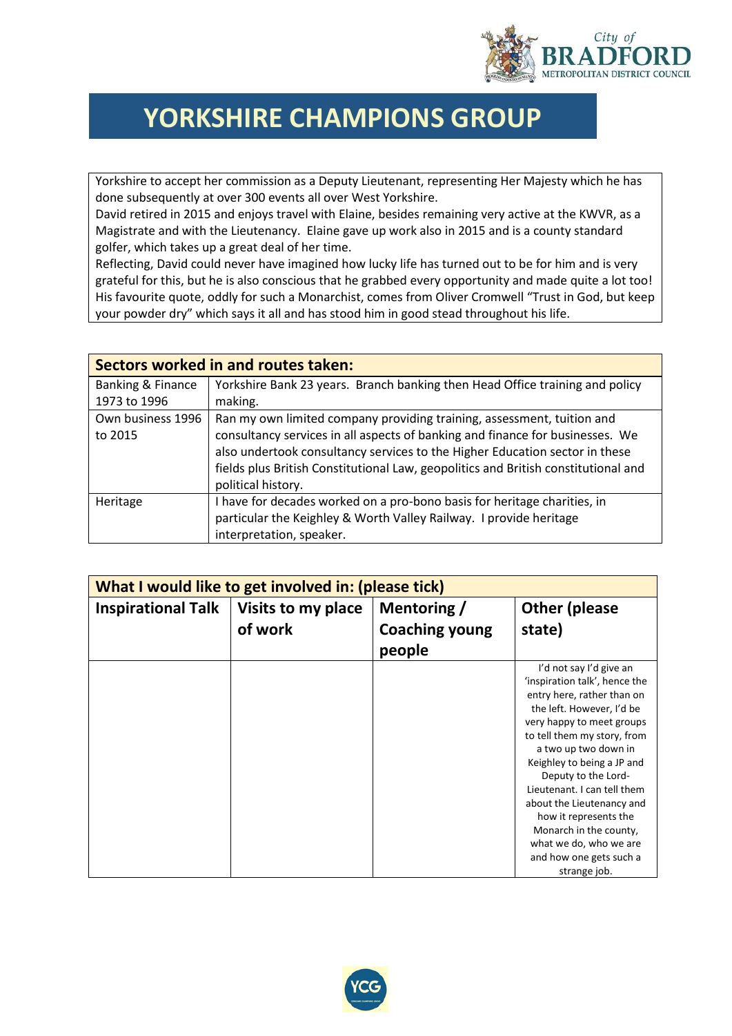# YORKSHIRE CHAMPIONS GROUP

Yorkshire to accept her commission as a Deputy Lieutenant, representing Her Majesty which he has done subsequently at over 300 events all over West Yorkshire.
David retired in 2015 and enjoys travel with Elaine, besides remaining very active at the KWVR, as a Magistrate and with the Lieutenancy. Elaine gave up work also in 2015 and is a county standard golfer, which takes up a great deal of her time.
Reflecting, David could never have imagined how lucky life has turned out to be for him and is very grateful for this, but he is also conscious that he grabbed every opportunity and made quite a lot too! His favourite quote, oddly for such a Monarchist, comes from Oliver Cromwell "Trust in God, but keep your powder dry" which says it all and has stood him in good stead throughout his life.

| **Sectors worked in and routes taken:** | |
|---|---|
| Banking & Finance 1973 to 1996 | Yorkshire Bank 23 years. Branch banking then Head Office training and policy making. |
| Own business 1996 to 2015 | Ran my own limited company providing training, assessment, tuition and consultancy services in all aspects of banking and finance for businesses. We also undertook consultancy services to the Higher Education sector in these fields plus British Constitutional Law, geopolitics and British constitutional and political history. |
| Heritage | I have for decades worked on a pro-bono basis for heritage charities, in particular the Keighley & Worth Valley Railway. I provide heritage interpretation, speaker. |

**What I would like to get involved in: (please tick)**

| Inspirational Talk | Visits to my place of work | Mentoring / Coaching young people | Other (please state) |
|---|---|---|---|
| | | | I'd not say I'd give an 'inspiration talk', hence the entry here, rather than on the left. However, I'd be very happy to meet groups to tell them my story, from a two up two down in Keighley to being a JP and Deputy to the Lord-Lieutenant. I can tell them about the Lieutenancy and how it represents the Monarch in the county, what we do, who we are and how one gets such a strange job. |